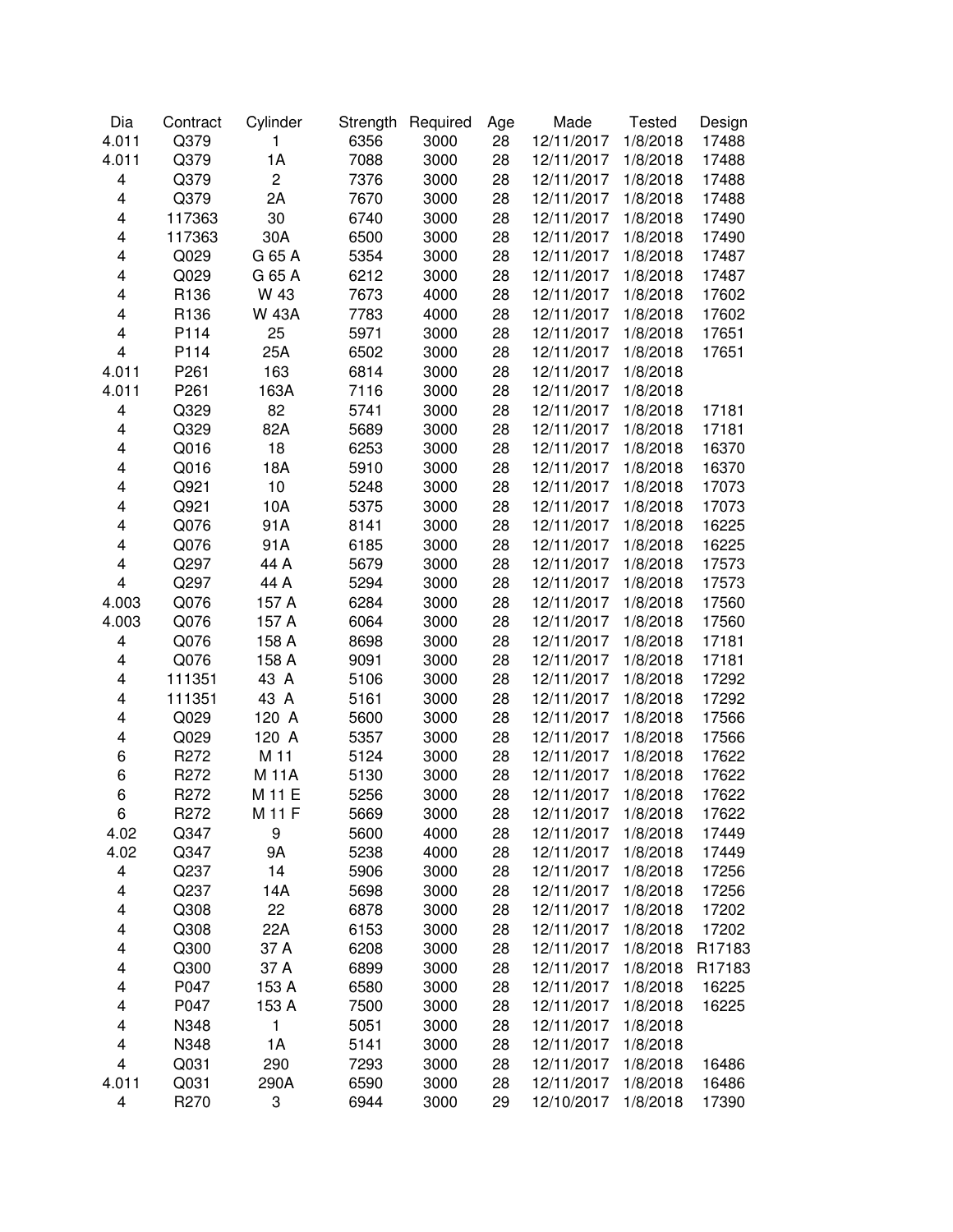| Dia | Contract | Cylinder | Strength | Required | Age | Made | Tested | Design |
|---|---|---|---|---|---|---|---|---|
| 4.011 | Q379 | 1 | 6356 | 3000 | 28 | 12/11/2017 | 1/8/2018 | 17488 |
| 4.011 | Q379 | 1A | 7088 | 3000 | 28 | 12/11/2017 | 1/8/2018 | 17488 |
| 4 | Q379 | 2 | 7376 | 3000 | 28 | 12/11/2017 | 1/8/2018 | 17488 |
| 4 | Q379 | 2A | 7670 | 3000 | 28 | 12/11/2017 | 1/8/2018 | 17488 |
| 4 | 117363 | 30 | 6740 | 3000 | 28 | 12/11/2017 | 1/8/2018 | 17490 |
| 4 | 117363 | 30A | 6500 | 3000 | 28 | 12/11/2017 | 1/8/2018 | 17490 |
| 4 | Q029 | G 65 A | 5354 | 3000 | 28 | 12/11/2017 | 1/8/2018 | 17487 |
| 4 | Q029 | G 65 A | 6212 | 3000 | 28 | 12/11/2017 | 1/8/2018 | 17487 |
| 4 | R136 | W 43 | 7673 | 4000 | 28 | 12/11/2017 | 1/8/2018 | 17602 |
| 4 | R136 | W 43A | 7783 | 4000 | 28 | 12/11/2017 | 1/8/2018 | 17602 |
| 4 | P114 | 25 | 5971 | 3000 | 28 | 12/11/2017 | 1/8/2018 | 17651 |
| 4 | P114 | 25A | 6502 | 3000 | 28 | 12/11/2017 | 1/8/2018 | 17651 |
| 4.011 | P261 | 163 | 6814 | 3000 | 28 | 12/11/2017 | 1/8/2018 | |
| 4.011 | P261 | 163A | 7116 | 3000 | 28 | 12/11/2017 | 1/8/2018 | |
| 4 | Q329 | 82 | 5741 | 3000 | 28 | 12/11/2017 | 1/8/2018 | 17181 |
| 4 | Q329 | 82A | 5689 | 3000 | 28 | 12/11/2017 | 1/8/2018 | 17181 |
| 4 | Q016 | 18 | 6253 | 3000 | 28 | 12/11/2017 | 1/8/2018 | 16370 |
| 4 | Q016 | 18A | 5910 | 3000 | 28 | 12/11/2017 | 1/8/2018 | 16370 |
| 4 | Q921 | 10 | 5248 | 3000 | 28 | 12/11/2017 | 1/8/2018 | 17073 |
| 4 | Q921 | 10A | 5375 | 3000 | 28 | 12/11/2017 | 1/8/2018 | 17073 |
| 4 | Q076 | 91A | 8141 | 3000 | 28 | 12/11/2017 | 1/8/2018 | 16225 |
| 4 | Q076 | 91A | 6185 | 3000 | 28 | 12/11/2017 | 1/8/2018 | 16225 |
| 4 | Q297 | 44 A | 5679 | 3000 | 28 | 12/11/2017 | 1/8/2018 | 17573 |
| 4 | Q297 | 44 A | 5294 | 3000 | 28 | 12/11/2017 | 1/8/2018 | 17573 |
| 4.003 | Q076 | 157 A | 6284 | 3000 | 28 | 12/11/2017 | 1/8/2018 | 17560 |
| 4.003 | Q076 | 157 A | 6064 | 3000 | 28 | 12/11/2017 | 1/8/2018 | 17560 |
| 4 | Q076 | 158 A | 8698 | 3000 | 28 | 12/11/2017 | 1/8/2018 | 17181 |
| 4 | Q076 | 158 A | 9091 | 3000 | 28 | 12/11/2017 | 1/8/2018 | 17181 |
| 4 | 111351 | 43 A | 5106 | 3000 | 28 | 12/11/2017 | 1/8/2018 | 17292 |
| 4 | 111351 | 43 A | 5161 | 3000 | 28 | 12/11/2017 | 1/8/2018 | 17292 |
| 4 | Q029 | 120 A | 5600 | 3000 | 28 | 12/11/2017 | 1/8/2018 | 17566 |
| 4 | Q029 | 120 A | 5357 | 3000 | 28 | 12/11/2017 | 1/8/2018 | 17566 |
| 6 | R272 | M 11 | 5124 | 3000 | 28 | 12/11/2017 | 1/8/2018 | 17622 |
| 6 | R272 | M 11A | 5130 | 3000 | 28 | 12/11/2017 | 1/8/2018 | 17622 |
| 6 | R272 | M 11 E | 5256 | 3000 | 28 | 12/11/2017 | 1/8/2018 | 17622 |
| 6 | R272 | M 11 F | 5669 | 3000 | 28 | 12/11/2017 | 1/8/2018 | 17622 |
| 4.02 | Q347 | 9 | 5600 | 4000 | 28 | 12/11/2017 | 1/8/2018 | 17449 |
| 4.02 | Q347 | 9A | 5238 | 4000 | 28 | 12/11/2017 | 1/8/2018 | 17449 |
| 4 | Q237 | 14 | 5906 | 3000 | 28 | 12/11/2017 | 1/8/2018 | 17256 |
| 4 | Q237 | 14A | 5698 | 3000 | 28 | 12/11/2017 | 1/8/2018 | 17256 |
| 4 | Q308 | 22 | 6878 | 3000 | 28 | 12/11/2017 | 1/8/2018 | 17202 |
| 4 | Q308 | 22A | 6153 | 3000 | 28 | 12/11/2017 | 1/8/2018 | 17202 |
| 4 | Q300 | 37 A | 6208 | 3000 | 28 | 12/11/2017 | 1/8/2018 | R17183 |
| 4 | Q300 | 37 A | 6899 | 3000 | 28 | 12/11/2017 | 1/8/2018 | R17183 |
| 4 | P047 | 153 A | 6580 | 3000 | 28 | 12/11/2017 | 1/8/2018 | 16225 |
| 4 | P047 | 153 A | 7500 | 3000 | 28 | 12/11/2017 | 1/8/2018 | 16225 |
| 4 | N348 | 1 | 5051 | 3000 | 28 | 12/11/2017 | 1/8/2018 | |
| 4 | N348 | 1A | 5141 | 3000 | 28 | 12/11/2017 | 1/8/2018 | |
| 4 | Q031 | 290 | 7293 | 3000 | 28 | 12/11/2017 | 1/8/2018 | 16486 |
| 4.011 | Q031 | 290A | 6590 | 3000 | 28 | 12/11/2017 | 1/8/2018 | 16486 |
| 4 | R270 | 3 | 6944 | 3000 | 29 | 12/10/2017 | 1/8/2018 | 17390 |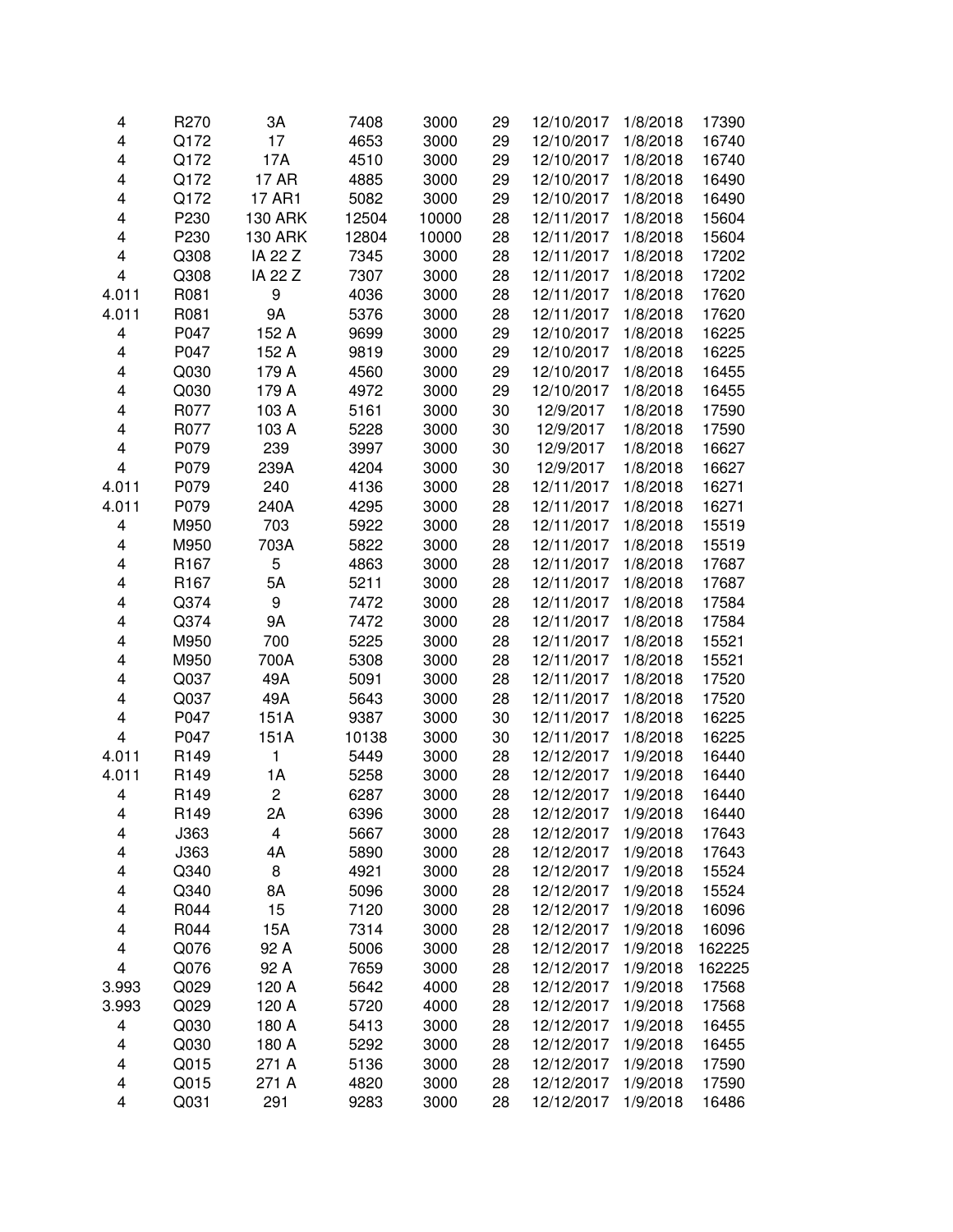| | | | | | | | | |
|---|---|---|---|---|---|---|---|---|
| 4 | R270 | 3A | 7408 | 3000 | 29 | 12/10/2017 | 1/8/2018 | 17390 |
| 4 | Q172 | 17 | 4653 | 3000 | 29 | 12/10/2017 | 1/8/2018 | 16740 |
| 4 | Q172 | 17A | 4510 | 3000 | 29 | 12/10/2017 | 1/8/2018 | 16740 |
| 4 | Q172 | 17 AR | 4885 | 3000 | 29 | 12/10/2017 | 1/8/2018 | 16490 |
| 4 | Q172 | 17 AR1 | 5082 | 3000 | 29 | 12/10/2017 | 1/8/2018 | 16490 |
| 4 | P230 | 130 ARK | 12504 | 10000 | 28 | 12/11/2017 | 1/8/2018 | 15604 |
| 4 | P230 | 130 ARK | 12804 | 10000 | 28 | 12/11/2017 | 1/8/2018 | 15604 |
| 4 | Q308 | IA 22 Z | 7345 | 3000 | 28 | 12/11/2017 | 1/8/2018 | 17202 |
| 4 | Q308 | IA 22 Z | 7307 | 3000 | 28 | 12/11/2017 | 1/8/2018 | 17202 |
| 4.011 | R081 | 9 | 4036 | 3000 | 28 | 12/11/2017 | 1/8/2018 | 17620 |
| 4.011 | R081 | 9A | 5376 | 3000 | 28 | 12/11/2017 | 1/8/2018 | 17620 |
| 4 | P047 | 152 A | 9699 | 3000 | 29 | 12/10/2017 | 1/8/2018 | 16225 |
| 4 | P047 | 152 A | 9819 | 3000 | 29 | 12/10/2017 | 1/8/2018 | 16225 |
| 4 | Q030 | 179 A | 4560 | 3000 | 29 | 12/10/2017 | 1/8/2018 | 16455 |
| 4 | Q030 | 179 A | 4972 | 3000 | 29 | 12/10/2017 | 1/8/2018 | 16455 |
| 4 | R077 | 103 A | 5161 | 3000 | 30 | 12/9/2017 | 1/8/2018 | 17590 |
| 4 | R077 | 103 A | 5228 | 3000 | 30 | 12/9/2017 | 1/8/2018 | 17590 |
| 4 | P079 | 239 | 3997 | 3000 | 30 | 12/9/2017 | 1/8/2018 | 16627 |
| 4 | P079 | 239A | 4204 | 3000 | 30 | 12/9/2017 | 1/8/2018 | 16627 |
| 4.011 | P079 | 240 | 4136 | 3000 | 28 | 12/11/2017 | 1/8/2018 | 16271 |
| 4.011 | P079 | 240A | 4295 | 3000 | 28 | 12/11/2017 | 1/8/2018 | 16271 |
| 4 | M950 | 703 | 5922 | 3000 | 28 | 12/11/2017 | 1/8/2018 | 15519 |
| 4 | M950 | 703A | 5822 | 3000 | 28 | 12/11/2017 | 1/8/2018 | 15519 |
| 4 | R167 | 5 | 4863 | 3000 | 28 | 12/11/2017 | 1/8/2018 | 17687 |
| 4 | R167 | 5A | 5211 | 3000 | 28 | 12/11/2017 | 1/8/2018 | 17687 |
| 4 | Q374 | 9 | 7472 | 3000 | 28 | 12/11/2017 | 1/8/2018 | 17584 |
| 4 | Q374 | 9A | 7472 | 3000 | 28 | 12/11/2017 | 1/8/2018 | 17584 |
| 4 | M950 | 700 | 5225 | 3000 | 28 | 12/11/2017 | 1/8/2018 | 15521 |
| 4 | M950 | 700A | 5308 | 3000 | 28 | 12/11/2017 | 1/8/2018 | 15521 |
| 4 | Q037 | 49A | 5091 | 3000 | 28 | 12/11/2017 | 1/8/2018 | 17520 |
| 4 | Q037 | 49A | 5643 | 3000 | 28 | 12/11/2017 | 1/8/2018 | 17520 |
| 4 | P047 | 151A | 9387 | 3000 | 30 | 12/11/2017 | 1/8/2018 | 16225 |
| 4 | P047 | 151A | 10138 | 3000 | 30 | 12/11/2017 | 1/8/2018 | 16225 |
| 4.011 | R149 | 1 | 5449 | 3000 | 28 | 12/12/2017 | 1/9/2018 | 16440 |
| 4.011 | R149 | 1A | 5258 | 3000 | 28 | 12/12/2017 | 1/9/2018 | 16440 |
| 4 | R149 | 2 | 6287 | 3000 | 28 | 12/12/2017 | 1/9/2018 | 16440 |
| 4 | R149 | 2A | 6396 | 3000 | 28 | 12/12/2017 | 1/9/2018 | 16440 |
| 4 | J363 | 4 | 5667 | 3000 | 28 | 12/12/2017 | 1/9/2018 | 17643 |
| 4 | J363 | 4A | 5890 | 3000 | 28 | 12/12/2017 | 1/9/2018 | 17643 |
| 4 | Q340 | 8 | 4921 | 3000 | 28 | 12/12/2017 | 1/9/2018 | 15524 |
| 4 | Q340 | 8A | 5096 | 3000 | 28 | 12/12/2017 | 1/9/2018 | 15524 |
| 4 | R044 | 15 | 7120 | 3000 | 28 | 12/12/2017 | 1/9/2018 | 16096 |
| 4 | R044 | 15A | 7314 | 3000 | 28 | 12/12/2017 | 1/9/2018 | 16096 |
| 4 | Q076 | 92 A | 5006 | 3000 | 28 | 12/12/2017 | 1/9/2018 | 162225 |
| 4 | Q076 | 92 A | 7659 | 3000 | 28 | 12/12/2017 | 1/9/2018 | 162225 |
| 3.993 | Q029 | 120 A | 5642 | 4000 | 28 | 12/12/2017 | 1/9/2018 | 17568 |
| 3.993 | Q029 | 120 A | 5720 | 4000 | 28 | 12/12/2017 | 1/9/2018 | 17568 |
| 4 | Q030 | 180 A | 5413 | 3000 | 28 | 12/12/2017 | 1/9/2018 | 16455 |
| 4 | Q030 | 180 A | 5292 | 3000 | 28 | 12/12/2017 | 1/9/2018 | 16455 |
| 4 | Q015 | 271 A | 5136 | 3000 | 28 | 12/12/2017 | 1/9/2018 | 17590 |
| 4 | Q015 | 271 A | 4820 | 3000 | 28 | 12/12/2017 | 1/9/2018 | 17590 |
| 4 | Q031 | 291 | 9283 | 3000 | 28 | 12/12/2017 | 1/9/2018 | 16486 |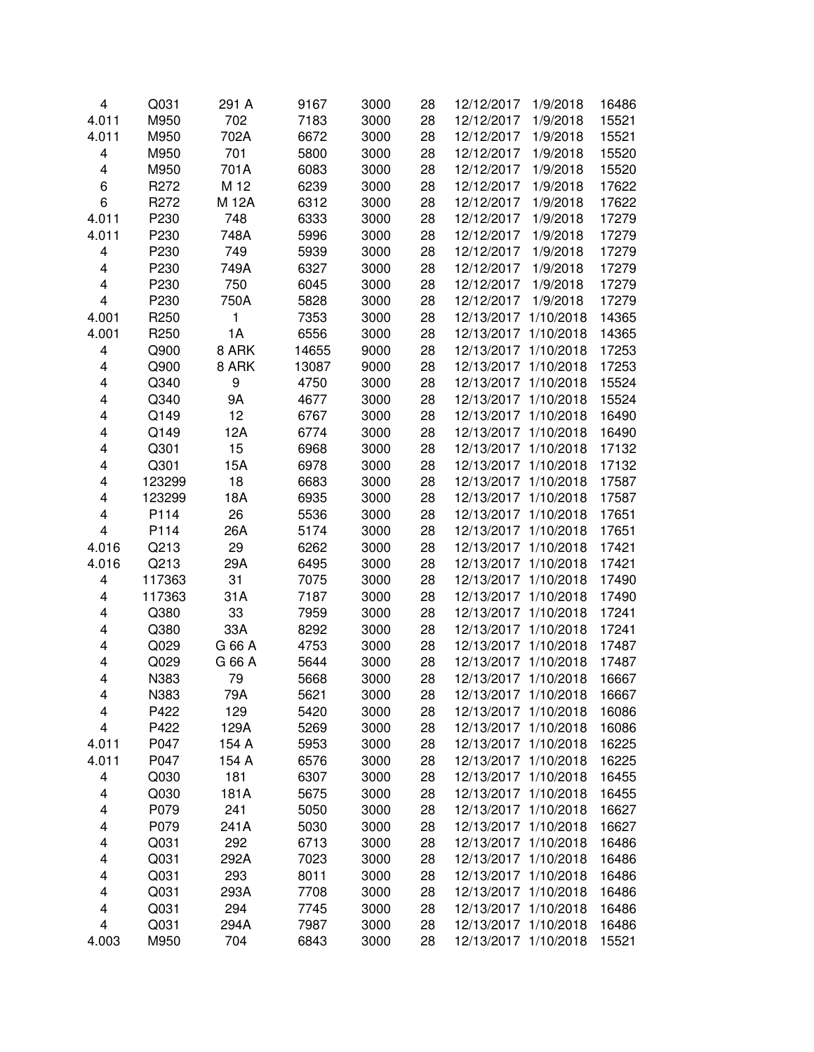| | | | | | | | | |
|---|---|---|---|---|---|---|---|---|
| 4 | Q031 | 291 A | 9167 | 3000 | 28 | 12/12/2017 | 1/9/2018 | 16486 |
| 4.011 | M950 | 702 | 7183 | 3000 | 28 | 12/12/2017 | 1/9/2018 | 15521 |
| 4.011 | M950 | 702A | 6672 | 3000 | 28 | 12/12/2017 | 1/9/2018 | 15521 |
| 4 | M950 | 701 | 5800 | 3000 | 28 | 12/12/2017 | 1/9/2018 | 15520 |
| 4 | M950 | 701A | 6083 | 3000 | 28 | 12/12/2017 | 1/9/2018 | 15520 |
| 6 | R272 | M 12 | 6239 | 3000 | 28 | 12/12/2017 | 1/9/2018 | 17622 |
| 6 | R272 | M 12A | 6312 | 3000 | 28 | 12/12/2017 | 1/9/2018 | 17622 |
| 4.011 | P230 | 748 | 6333 | 3000 | 28 | 12/12/2017 | 1/9/2018 | 17279 |
| 4.011 | P230 | 748A | 5996 | 3000 | 28 | 12/12/2017 | 1/9/2018 | 17279 |
| 4 | P230 | 749 | 5939 | 3000 | 28 | 12/12/2017 | 1/9/2018 | 17279 |
| 4 | P230 | 749A | 6327 | 3000 | 28 | 12/12/2017 | 1/9/2018 | 17279 |
| 4 | P230 | 750 | 6045 | 3000 | 28 | 12/12/2017 | 1/9/2018 | 17279 |
| 4 | P230 | 750A | 5828 | 3000 | 28 | 12/12/2017 | 1/9/2018 | 17279 |
| 4.001 | R250 | 1 | 7353 | 3000 | 28 | 12/13/2017 | 1/10/2018 | 14365 |
| 4.001 | R250 | 1A | 6556 | 3000 | 28 | 12/13/2017 | 1/10/2018 | 14365 |
| 4 | Q900 | 8 ARK | 14655 | 9000 | 28 | 12/13/2017 | 1/10/2018 | 17253 |
| 4 | Q900 | 8 ARK | 13087 | 9000 | 28 | 12/13/2017 | 1/10/2018 | 17253 |
| 4 | Q340 | 9 | 4750 | 3000 | 28 | 12/13/2017 | 1/10/2018 | 15524 |
| 4 | Q340 | 9A | 4677 | 3000 | 28 | 12/13/2017 | 1/10/2018 | 15524 |
| 4 | Q149 | 12 | 6767 | 3000 | 28 | 12/13/2017 | 1/10/2018 | 16490 |
| 4 | Q149 | 12A | 6774 | 3000 | 28 | 12/13/2017 | 1/10/2018 | 16490 |
| 4 | Q301 | 15 | 6968 | 3000 | 28 | 12/13/2017 | 1/10/2018 | 17132 |
| 4 | Q301 | 15A | 6978 | 3000 | 28 | 12/13/2017 | 1/10/2018 | 17132 |
| 4 | 123299 | 18 | 6683 | 3000 | 28 | 12/13/2017 | 1/10/2018 | 17587 |
| 4 | 123299 | 18A | 6935 | 3000 | 28 | 12/13/2017 | 1/10/2018 | 17587 |
| 4 | P114 | 26 | 5536 | 3000 | 28 | 12/13/2017 | 1/10/2018 | 17651 |
| 4 | P114 | 26A | 5174 | 3000 | 28 | 12/13/2017 | 1/10/2018 | 17651 |
| 4.016 | Q213 | 29 | 6262 | 3000 | 28 | 12/13/2017 | 1/10/2018 | 17421 |
| 4.016 | Q213 | 29A | 6495 | 3000 | 28 | 12/13/2017 | 1/10/2018 | 17421 |
| 4 | 117363 | 31 | 7075 | 3000 | 28 | 12/13/2017 | 1/10/2018 | 17490 |
| 4 | 117363 | 31A | 7187 | 3000 | 28 | 12/13/2017 | 1/10/2018 | 17490 |
| 4 | Q380 | 33 | 7959 | 3000 | 28 | 12/13/2017 | 1/10/2018 | 17241 |
| 4 | Q380 | 33A | 8292 | 3000 | 28 | 12/13/2017 | 1/10/2018 | 17241 |
| 4 | Q029 | G 66 A | 4753 | 3000 | 28 | 12/13/2017 | 1/10/2018 | 17487 |
| 4 | Q029 | G 66 A | 5644 | 3000 | 28 | 12/13/2017 | 1/10/2018 | 17487 |
| 4 | N383 | 79 | 5668 | 3000 | 28 | 12/13/2017 | 1/10/2018 | 16667 |
| 4 | N383 | 79A | 5621 | 3000 | 28 | 12/13/2017 | 1/10/2018 | 16667 |
| 4 | P422 | 129 | 5420 | 3000 | 28 | 12/13/2017 | 1/10/2018 | 16086 |
| 4 | P422 | 129A | 5269 | 3000 | 28 | 12/13/2017 | 1/10/2018 | 16086 |
| 4.011 | P047 | 154 A | 5953 | 3000 | 28 | 12/13/2017 | 1/10/2018 | 16225 |
| 4.011 | P047 | 154 A | 6576 | 3000 | 28 | 12/13/2017 | 1/10/2018 | 16225 |
| 4 | Q030 | 181 | 6307 | 3000 | 28 | 12/13/2017 | 1/10/2018 | 16455 |
| 4 | Q030 | 181A | 5675 | 3000 | 28 | 12/13/2017 | 1/10/2018 | 16455 |
| 4 | P079 | 241 | 5050 | 3000 | 28 | 12/13/2017 | 1/10/2018 | 16627 |
| 4 | P079 | 241A | 5030 | 3000 | 28 | 12/13/2017 | 1/10/2018 | 16627 |
| 4 | Q031 | 292 | 6713 | 3000 | 28 | 12/13/2017 | 1/10/2018 | 16486 |
| 4 | Q031 | 292A | 7023 | 3000 | 28 | 12/13/2017 | 1/10/2018 | 16486 |
| 4 | Q031 | 293 | 8011 | 3000 | 28 | 12/13/2017 | 1/10/2018 | 16486 |
| 4 | Q031 | 293A | 7708 | 3000 | 28 | 12/13/2017 | 1/10/2018 | 16486 |
| 4 | Q031 | 294 | 7745 | 3000 | 28 | 12/13/2017 | 1/10/2018 | 16486 |
| 4 | Q031 | 294A | 7987 | 3000 | 28 | 12/13/2017 | 1/10/2018 | 16486 |
| 4.003 | M950 | 704 | 6843 | 3000 | 28 | 12/13/2017 | 1/10/2018 | 15521 |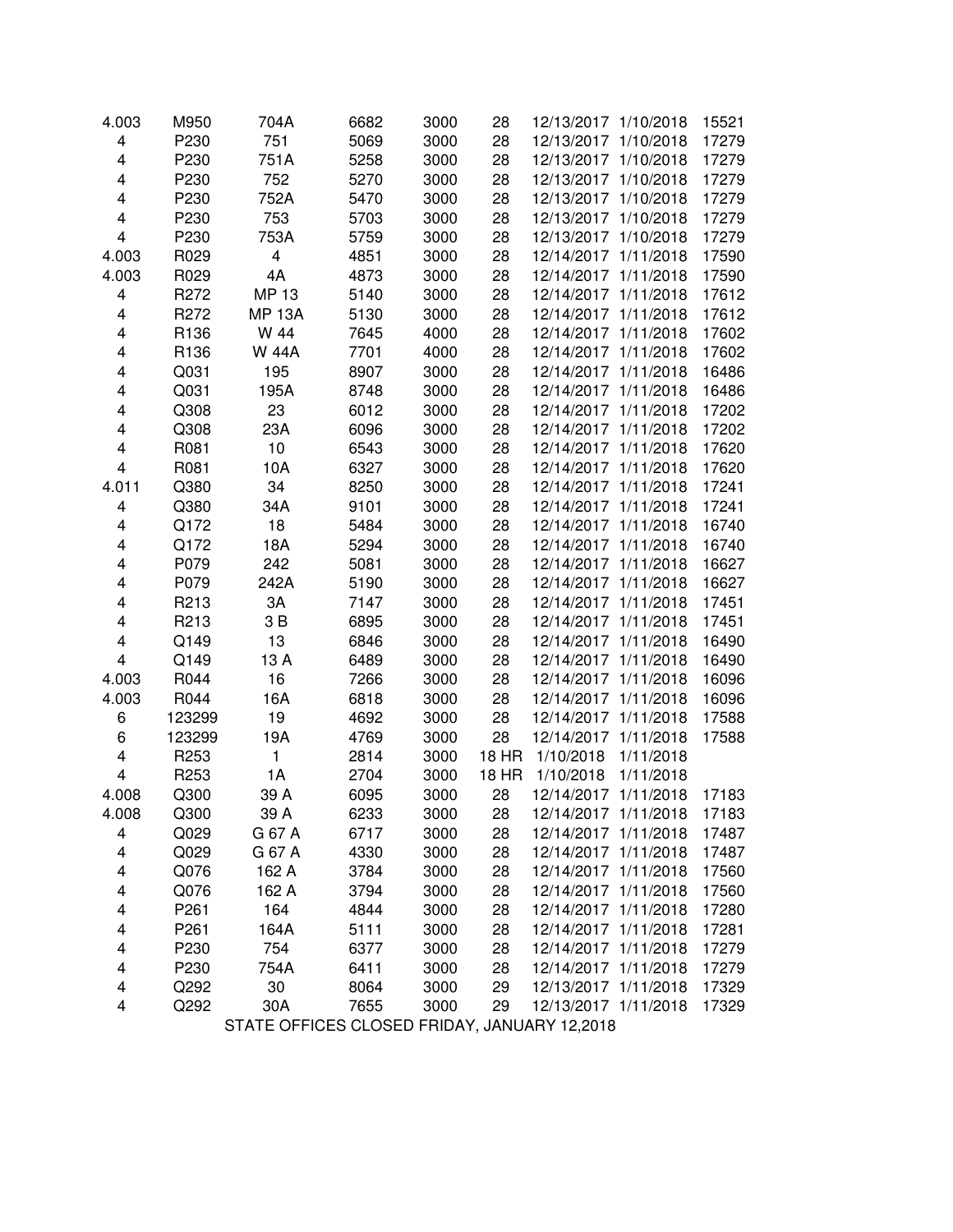| | | | | | | | | |
|---|---|---|---|---|---|---|---|---|
| 4.003 | M950 | 704A | 6682 | 3000 | 28 | 12/13/2017 | 1/10/2018 | 15521 |
| 4 | P230 | 751 | 5069 | 3000 | 28 | 12/13/2017 | 1/10/2018 | 17279 |
| 4 | P230 | 751A | 5258 | 3000 | 28 | 12/13/2017 | 1/10/2018 | 17279 |
| 4 | P230 | 752 | 5270 | 3000 | 28 | 12/13/2017 | 1/10/2018 | 17279 |
| 4 | P230 | 752A | 5470 | 3000 | 28 | 12/13/2017 | 1/10/2018 | 17279 |
| 4 | P230 | 753 | 5703 | 3000 | 28 | 12/13/2017 | 1/10/2018 | 17279 |
| 4 | P230 | 753A | 5759 | 3000 | 28 | 12/13/2017 | 1/10/2018 | 17279 |
| 4.003 | R029 | 4 | 4851 | 3000 | 28 | 12/14/2017 | 1/11/2018 | 17590 |
| 4.003 | R029 | 4A | 4873 | 3000 | 28 | 12/14/2017 | 1/11/2018 | 17590 |
| 4 | R272 | MP 13 | 5140 | 3000 | 28 | 12/14/2017 | 1/11/2018 | 17612 |
| 4 | R272 | MP 13A | 5130 | 3000 | 28 | 12/14/2017 | 1/11/2018 | 17612 |
| 4 | R136 | W 44 | 7645 | 4000 | 28 | 12/14/2017 | 1/11/2018 | 17602 |
| 4 | R136 | W 44A | 7701 | 4000 | 28 | 12/14/2017 | 1/11/2018 | 17602 |
| 4 | Q031 | 195 | 8907 | 3000 | 28 | 12/14/2017 | 1/11/2018 | 16486 |
| 4 | Q031 | 195A | 8748 | 3000 | 28 | 12/14/2017 | 1/11/2018 | 16486 |
| 4 | Q308 | 23 | 6012 | 3000 | 28 | 12/14/2017 | 1/11/2018 | 17202 |
| 4 | Q308 | 23A | 6096 | 3000 | 28 | 12/14/2017 | 1/11/2018 | 17202 |
| 4 | R081 | 10 | 6543 | 3000 | 28 | 12/14/2017 | 1/11/2018 | 17620 |
| 4 | R081 | 10A | 6327 | 3000 | 28 | 12/14/2017 | 1/11/2018 | 17620 |
| 4.011 | Q380 | 34 | 8250 | 3000 | 28 | 12/14/2017 | 1/11/2018 | 17241 |
| 4 | Q380 | 34A | 9101 | 3000 | 28 | 12/14/2017 | 1/11/2018 | 17241 |
| 4 | Q172 | 18 | 5484 | 3000 | 28 | 12/14/2017 | 1/11/2018 | 16740 |
| 4 | Q172 | 18A | 5294 | 3000 | 28 | 12/14/2017 | 1/11/2018 | 16740 |
| 4 | P079 | 242 | 5081 | 3000 | 28 | 12/14/2017 | 1/11/2018 | 16627 |
| 4 | P079 | 242A | 5190 | 3000 | 28 | 12/14/2017 | 1/11/2018 | 16627 |
| 4 | R213 | 3A | 7147 | 3000 | 28 | 12/14/2017 | 1/11/2018 | 17451 |
| 4 | R213 | 3 B | 6895 | 3000 | 28 | 12/14/2017 | 1/11/2018 | 17451 |
| 4 | Q149 | 13 | 6846 | 3000 | 28 | 12/14/2017 | 1/11/2018 | 16490 |
| 4 | Q149 | 13 A | 6489 | 3000 | 28 | 12/14/2017 | 1/11/2018 | 16490 |
| 4.003 | R044 | 16 | 7266 | 3000 | 28 | 12/14/2017 | 1/11/2018 | 16096 |
| 4.003 | R044 | 16A | 6818 | 3000 | 28 | 12/14/2017 | 1/11/2018 | 16096 |
| 6 | 123299 | 19 | 4692 | 3000 | 28 | 12/14/2017 | 1/11/2018 | 17588 |
| 6 | 123299 | 19A | 4769 | 3000 | 28 | 12/14/2017 | 1/11/2018 | 17588 |
| 4 | R253 | 1 | 2814 | 3000 | 18 HR | 1/10/2018 | 1/11/2018 | |
| 4 | R253 | 1A | 2704 | 3000 | 18 HR | 1/10/2018 | 1/11/2018 | |
| 4.008 | Q300 | 39 A | 6095 | 3000 | 28 | 12/14/2017 | 1/11/2018 | 17183 |
| 4.008 | Q300 | 39 A | 6233 | 3000 | 28 | 12/14/2017 | 1/11/2018 | 17183 |
| 4 | Q029 | G 67 A | 6717 | 3000 | 28 | 12/14/2017 | 1/11/2018 | 17487 |
| 4 | Q029 | G 67 A | 4330 | 3000 | 28 | 12/14/2017 | 1/11/2018 | 17487 |
| 4 | Q076 | 162 A | 3784 | 3000 | 28 | 12/14/2017 | 1/11/2018 | 17560 |
| 4 | Q076 | 162 A | 3794 | 3000 | 28 | 12/14/2017 | 1/11/2018 | 17560 |
| 4 | P261 | 164 | 4844 | 3000 | 28 | 12/14/2017 | 1/11/2018 | 17280 |
| 4 | P261 | 164A | 5111 | 3000 | 28 | 12/14/2017 | 1/11/2018 | 17281 |
| 4 | P230 | 754 | 6377 | 3000 | 28 | 12/14/2017 | 1/11/2018 | 17279 |
| 4 | P230 | 754A | 6411 | 3000 | 28 | 12/14/2017 | 1/11/2018 | 17279 |
| 4 | Q292 | 30 | 8064 | 3000 | 29 | 12/13/2017 | 1/11/2018 | 17329 |
| 4 | Q292 | 30A | 7655 | 3000 | 29 | 12/13/2017 | 1/11/2018 | 17329 |

STATE OFFICES CLOSED FRIDAY, JANUARY 12,2018